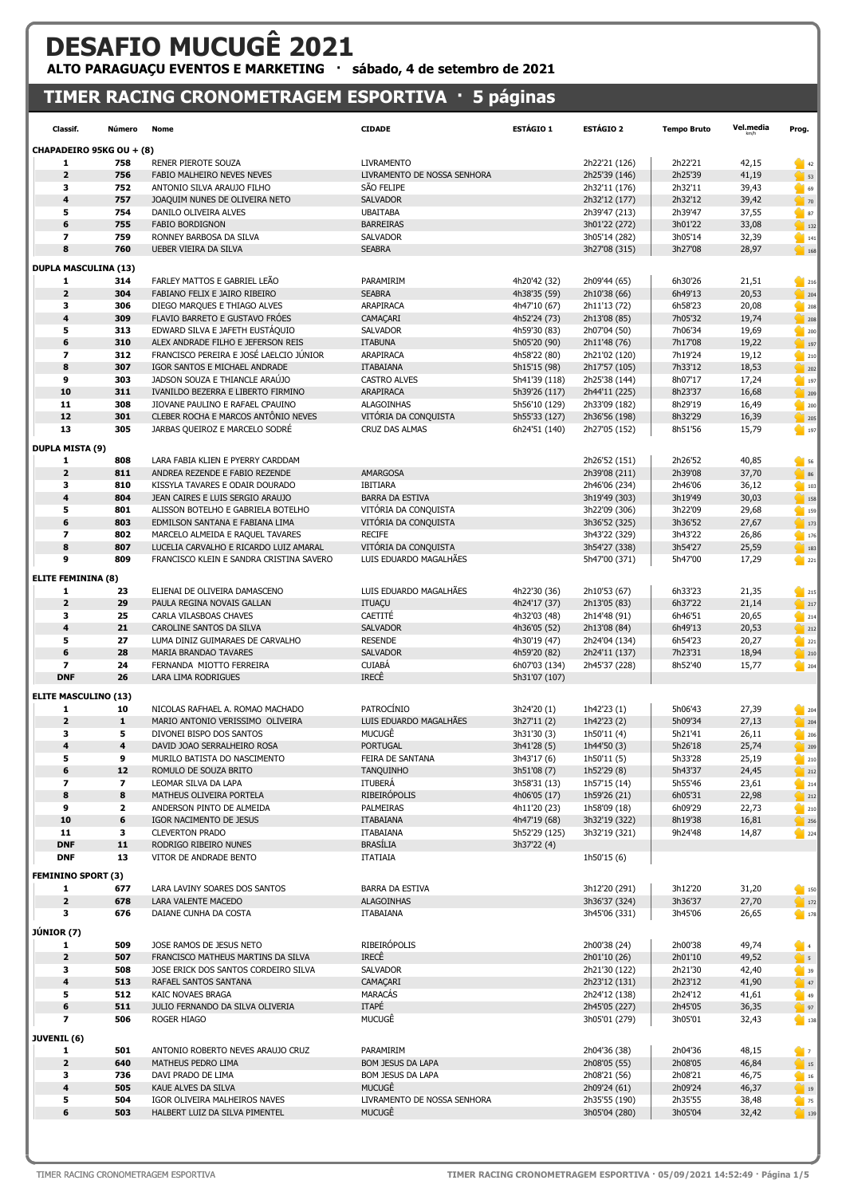# DESAFIO MUCUGÊ 2021

**ALTO PARAGUAÇU EVENTOS E MARKETING · sábado, 4 de setembro de 2021**

## TIMER RACING CRONOMETRAGEM ESPORTIVA · 5 páginas

| Classif. | Número | Nome | CIDADE | ESTÁGIO 1 | ESTÁGIO 2 | Tempo Bruto | Vel.media | Prog. |
|---|---|---|---|---|---|---|---|---|
| **CHAPADEIRO 95KG OU + (8)** | | | | | | | | |
| 1 | 758 | RENER PIEROTE SOUZA | LIVRAMENTO | | 2h22'21 (126) | 2h22'21 | 42,15 | 42 |
| 2 | 756 | FABIO MALHEIRO NEVES NEVES | LIVRAMENTO DE NOSSA SENHORA | | 2h25'39 (146) | 2h25'39 | 41,19 | 53 |
| 3 | 752 | ANTONIO SILVA ARAUJO FILHO | SÃO FELIPE | | 2h32'11 (176) | 2h32'11 | 39,43 | 69 |
| 4 | 757 | JOAQUIM NUNES DE OLIVEIRA NETO | SALVADOR | | 2h32'12 (177) | 2h32'12 | 39,42 | 70 |
| 5 | 754 | DANILO OLIVEIRA ALVES | UBAITABA | | 2h39'47 (213) | 2h39'47 | 37,55 | 87 |
| 6 | 755 | FABIO BORDIGNON | BARREIRAS | | 3h01'22 (272) | 3h01'22 | 33,08 | 132 |
| 7 | 759 | RONNEY BARBOSA DA SILVA | SALVADOR | | 3h05'14 (282) | 3h05'14 | 32,39 | 141 |
| 8 | 760 | UEBER VIEIRA DA SILVA | SEABRA | | 3h27'08 (315) | 3h27'08 | 28,97 | 168 |
| **DUPLA MASCULINA (13)** | | | | | | | | |
| 1 | 314 | FARLEY MATTOS E GABRIEL LEÃO | PARAMIRIM | 4h20'42 (32) | 2h09'44 (65) | 6h30'26 | 21,51 | 216 |
| 2 | 304 | FABIANO FELIX E JAIRO RIBEIRO | SEABRA | 4h38'35 (59) | 2h10'38 (66) | 6h49'13 | 20,53 | 204 |
| 3 | 306 | DIEGO MARQUES E THIAGO ALVES | ARAPIRACA | 4h47'10 (67) | 2h11'13 (72) | 6h58'23 | 20,08 | 208 |
| 4 | 309 | FLAVIO BARRETO E GUSTAVO FRÓES | CAMAÇARI | 4h52'24 (73) | 2h13'08 (85) | 7h05'32 | 19,74 | 208 |
| 5 | 313 | EDWARD SILVA E JAFETH EUSTÁQUIO | SALVADOR | 4h59'30 (83) | 2h07'04 (50) | 7h06'34 | 19,69 | 200 |
| 6 | 310 | ALEX ANDRADE FILHO E JEFERSON REIS | ITABUNA | 5h05'20 (90) | 2h11'48 (76) | 7h17'08 | 19,22 | 197 |
| 7 | 312 | FRANCISCO PEREIRA E JOSÉ LAELCIO JÚNIOR | ARAPIRACA | 4h58'22 (80) | 2h21'02 (120) | 7h19'24 | 19,12 | 210 |
| 8 | 307 | IGOR SANTOS E MICHAEL ANDRADE | ITABAIANA | 5h15'15 (98) | 2h17'57 (105) | 7h33'12 | 18,53 | 202 |
| 9 | 303 | JADSON SOUZA E THIANCLE ARAÚJO | CASTRO ALVES | 5h41'39 (118) | 2h25'38 (144) | 8h07'17 | 17,24 | 197 |
| 10 | 311 | IVANILDO BEZERRA E LIBERTO FIRMINO | ARAPIRACA | 5h39'26 (117) | 2h44'11 (225) | 8h23'37 | 16,68 | 209 |
| 11 | 308 | JIOVANE PAULINO E RAFAEL CPAUINO | ALAGOINHAS | 5h56'10 (129) | 2h33'09 (182) | 8h29'19 | 16,49 | 200 |
| 12 | 301 | CLEBER ROCHA E MARCOS ANTÔNIO NEVES | VITÓRIA DA CONQUISTA | 5h55'33 (127) | 2h36'56 (198) | 8h32'29 | 16,39 | 205 |
| 13 | 305 | JARBAS QUEIROZ E MARCELO SODRÉ | CRUZ DAS ALMAS | 6h24'51 (140) | 2h27'05 (152) | 8h51'56 | 15,79 | 197 |
| **DUPLA MISTA (9)** | | | | | | | | |
| 1 | 808 | LARA FABIA KLIEN E PYERRY CARDDAM | | | 2h26'52 (151) | 2h26'52 | 40,85 | 56 |
| 2 | 811 | ANDREA REZENDE E FABIO REZENDE | AMARGOSA | | 2h39'08 (211) | 2h39'08 | 37,70 | 86 |
| 3 | 810 | KISSYLA TAVARES E ODAIR DOURADO | IBITIARA | | 2h46'06 (234) | 2h46'06 | 36,12 | 103 |
| 4 | 804 | JEAN CAIRES E LUIS SERGIO ARAUJO | BARRA DA ESTIVA | | 3h19'49 (303) | 3h19'49 | 30,03 | 158 |
| 5 | 801 | ALISSON BOTELHO E GABRIELA BOTELHO | VITÓRIA DA CONQUISTA | | 3h22'09 (306) | 3h22'09 | 29,68 | 159 |
| 6 | 803 | EDMILSON SANTANA E FABIANA LIMA | VITÓRIA DA CONQUISTA | | 3h36'52 (325) | 3h36'52 | 27,67 | 173 |
| 7 | 802 | MARCELO ALMEIDA E RAQUEL TAVARES | RECIFE | | 3h43'22 (329) | 3h43'22 | 26,86 | 176 |
| 8 | 807 | LUCELIA CARVALHO E RICARDO LUIZ AMARAL | VITÓRIA DA CONQUISTA | | 3h54'27 (338) | 3h54'27 | 25,59 | 183 |
| 9 | 809 | FRANCISCO KLEIN E SANDRA CRISTINA SAVERO | LUIS EDUARDO MAGALHÃES | | 5h47'00 (371) | 5h47'00 | 17,29 | 221 |
| **ELITE FEMININA (8)** | | | | | | | | |
| 1 | 23 | ELIENAI DE OLIVEIRA DAMASCENO | LUIS EDUARDO MAGALHÃES | 4h22'30 (36) | 2h10'53 (67) | 6h33'23 | 21,35 | 215 |
| 2 | 29 | PAULA REGINA NOVAIS GALLAN | ITUAÇU | 4h24'17 (37) | 2h13'05 (83) | 6h37'22 | 21,14 | 217 |
| 3 | 25 | CARLA VILASBOAS CHAVES | CAETITÉ | 4h32'03 (48) | 2h14'48 (91) | 6h46'51 | 20,65 | 214 |
| 4 | 21 | CAROLINE SANTOS DA SILVA | SALVADOR | 4h36'05 (52) | 2h13'08 (84) | 6h49'13 | 20,53 | 212 |
| 5 | 27 | LUMA DINIZ GUIMARAES DE CARVALHO | RESENDE | 4h30'19 (47) | 2h24'04 (134) | 6h54'23 | 20,27 | 221 |
| 6 | 28 | MARIA BRANDAO TAVARES | SALVADOR | 4h59'20 (82) | 2h24'11 (137) | 7h23'31 | 18,94 | 210 |
| 7 | 24 | FERNANDA MIOTTO FERREIRA | CUIABÁ | 6h07'03 (134) | 2h45'37 (228) | 8h52'40 | 15,77 | 204 |
| DNF | 26 | LARA LIMA RODRIGUES | IRECÊ | 5h31'07 (107) | | | | |
| **ELITE MASCULINO (13)** | | | | | | | | |
| 1 | 10 | NICOLAS RAFHAEL A. ROMAO MACHADO | PATROCÍNIO | 3h24'20 (1) | 1h42'23 (1) | 5h06'43 | 27,39 | 204 |
| 2 | 1 | MARIO ANTONIO VERISSIMO OLIVEIRA | LUIS EDUARDO MAGALHÃES | 3h27'11 (2) | 1h42'23 (2) | 5h09'34 | 27,13 | 204 |
| 3 | 5 | DIVONEI BISPO DOS SANTOS | MUCUGÊ | 3h31'30 (3) | 1h50'11 (4) | 5h21'41 | 26,11 | 206 |
| 4 | 4 | DAVID JOAO SERRALHEIRO ROSA | PORTUGAL | 3h41'28 (5) | 1h44'50 (3) | 5h26'18 | 25,74 | 209 |
| 5 | 9 | MURILO BATISTA DO NASCIMENTO | FEIRA DE SANTANA | 3h43'17 (6) | 1h50'11 (5) | 5h33'28 | 25,19 | 210 |
| 6 | 12 | ROMULO DE SOUZA BRITO | TANQUINHO | 3h51'08 (7) | 1h52'29 (8) | 5h43'37 | 24,45 | 212 |
| 7 | 7 | LEOMAR SILVA DA LAPA | ITUBERÁ | 3h58'31 (13) | 1h57'15 (14) | 5h55'46 | 23,61 | 214 |
| 8 | 8 | MATHEUS OLIVEIRA PORTELA | RIBEIRÓPOLIS | 4h06'05 (17) | 1h59'26 (21) | 6h05'31 | 22,98 | 212 |
| 9 | 2 | ANDERSON PINTO DE ALMEIDA | PALMEIRAS | 4h11'20 (23) | 1h58'09 (18) | 6h09'29 | 22,73 | 210 |
| 10 | 6 | IGOR NACIMENTO DE JESUS | ITABAIANA | 4h47'19 (68) | 3h32'19 (322) | 8h19'38 | 16,81 | 256 |
| 11 | 3 | CLEVERTON PRADO | ITABAIANA | 5h52'29 (125) | 3h32'19 (321) | 9h24'48 | 14,87 | 224 |
| DNF | 11 | RODRIGO RIBEIRO NUNES | BRASÍLIA | 3h37'22 (4) | | | | |
| DNF | 13 | VITOR DE ANDRADE BENTO | ITATIAIA | | 1h50'15 (6) | | | |
| **FEMININO SPORT (3)** | | | | | | | | |
| 1 | 677 | LARA LAVINY SOARES DOS SANTOS | BARRA DA ESTIVA | | 3h12'20 (291) | 3h12'20 | 31,20 | 150 |
| 2 | 678 | LARA VALENTE MACEDO | ALAGOINHAS | | 3h36'37 (324) | 3h36'37 | 27,70 | 172 |
| 3 | 676 | DAIANE CUNHA DA COSTA | ITABAIANA | | 3h45'06 (331) | 3h45'06 | 26,65 | 178 |
| **JÚNIOR (7)** | | | | | | | | |
| 1 | 509 | JOSE RAMOS DE JESUS NETO | RIBEIRÓPOLIS | | 2h00'38 (24) | 2h00'38 | 49,74 | 4 |
| 2 | 507 | FRANCISCO MATHEUS MARTINS DA SILVA | IRECÊ | | 2h01'10 (26) | 2h01'10 | 49,52 | 5 |
| 3 | 508 | JOSE ERICK DOS SANTOS CORDEIRO SILVA | SALVADOR | | 2h21'30 (122) | 2h21'30 | 42,40 | 39 |
| 4 | 513 | RAFAEL SANTOS SANTANA | CAMAÇARI | | 2h23'12 (131) | 2h23'12 | 41,90 | 47 |
| 5 | 512 | KAIC NOVAES BRAGA | MARACÁS | | 2h24'12 (138) | 2h24'12 | 41,61 | 49 |
| 6 | 511 | JULIO FERNANDO DA SILVA OLIVERIA | ITAPÉ | | 2h45'05 (227) | 2h45'05 | 36,35 | 97 |
| 7 | 506 | ROGER HIAGO | MUCUGÊ | | 3h05'01 (279) | 3h05'01 | 32,43 | 138 |
| **JUVENIL (6)** | | | | | | | | |
| 1 | 501 | ANTONIO ROBERTO NEVES ARAUJO CRUZ | PARAMIRIM | | 2h04'36 (38) | 2h04'36 | 48,15 | 7 |
| 2 | 640 | MATHEUS PEDRO LIMA | BOM JESUS DA LAPA | | 2h08'05 (55) | 2h08'05 | 46,84 | 15 |
| 3 | 736 | DAVI PRADO DE LIMA | BOM JESUS DA LAPA | | 2h08'21 (56) | 2h08'21 | 46,75 | 16 |
| 4 | 505 | KAUE ALVES DA SILVA | MUCUGÊ | | 2h09'24 (61) | 2h09'24 | 46,37 | 19 |
| 5 | 504 | IGOR OLIVEIRA MALHEIROS NAVES | LIVRAMENTO DE NOSSA SENHORA | | 2h35'55 (190) | 2h35'55 | 38,48 | 75 |
| 6 | 503 | HALBERT LUIZ DA SILVA PIMENTEL | MUCUGÊ | | 3h05'04 (280) | 3h05'04 | 32,42 | 139 |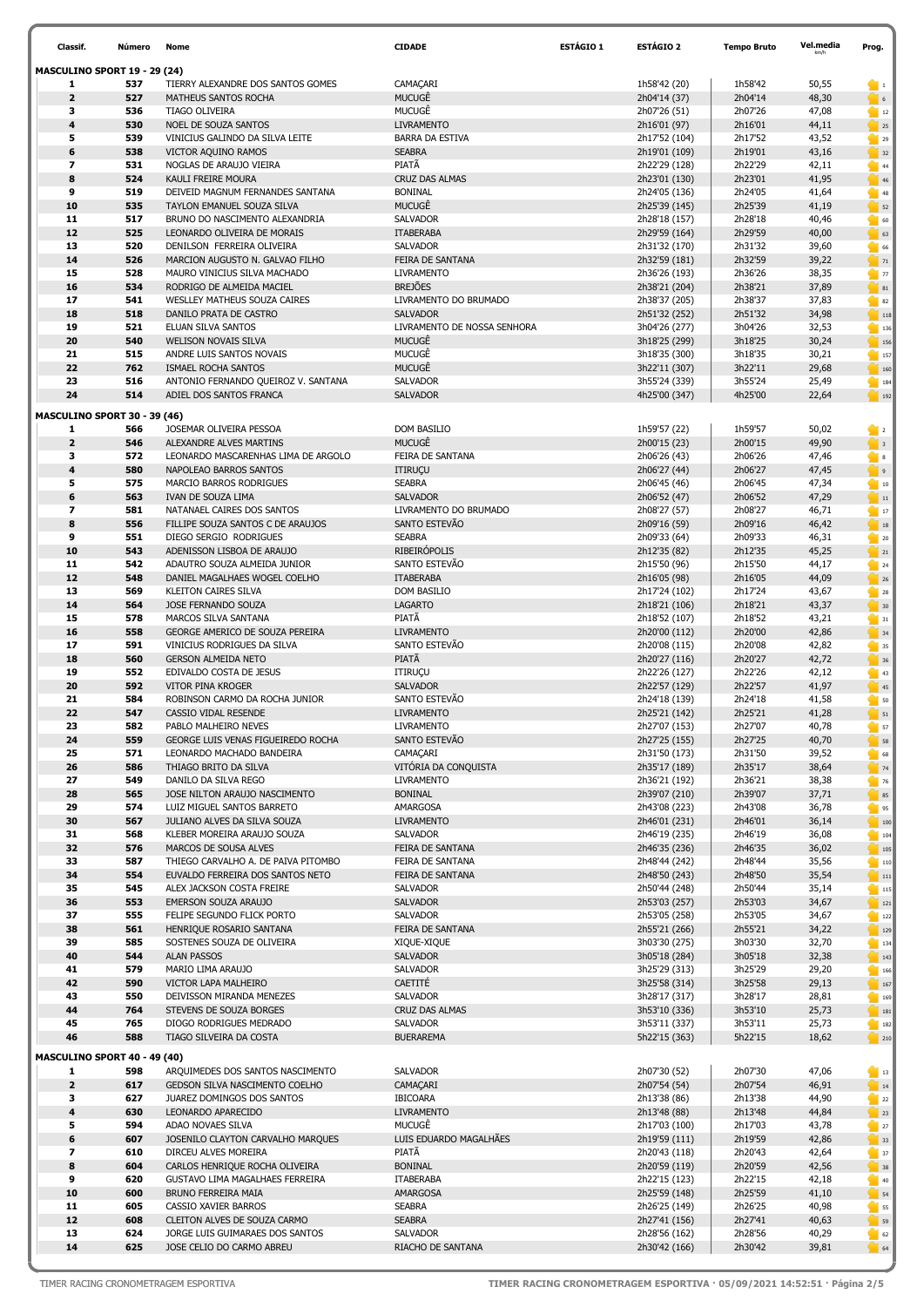| Classif. | Número | Nome | CIDADE | ESTÁGIO 1 | ESTÁGIO 2 | Tempo Bruto | Vel.media km/h | Prog. |
|---|---|---|---|---|---|---|---|---|
| **MASCULINO SPORT 19 - 29 (24)** | | | | | | | | |
| 1 | 537 | TIERRY ALEXANDRE DOS SANTOS GOMES | CAMAÇARI | | 1h58'42 (20) | 1h58'42 | 50,55 | 1 |
| 2 | 527 | MATHEUS SANTOS ROCHA | MUCUGÊ | | 2h04'14 (37) | 2h04'14 | 48,30 | 6 |
| 3 | 536 | TIAGO OLIVEIRA | MUCUGÊ | | 2h07'26 (51) | 2h07'26 | 47,08 | 12 |
| 4 | 530 | NOEL DE SOUZA SANTOS | LIVRAMENTO | | 2h16'01 (97) | 2h16'01 | 44,11 | 25 |
| 5 | 539 | VINICIUS GALINDO DA SILVA LEITE | BARRA DA ESTIVA | | 2h17'52 (104) | 2h17'52 | 43,52 | 29 |
| 6 | 538 | VICTOR AQUINO RAMOS | SEABRA | | 2h19'01 (109) | 2h19'01 | 43,16 | 32 |
| 7 | 531 | NOGLAS DE ARAUJO VIEIRA | PIATÃ | | 2h22'29 (128) | 2h22'29 | 42,11 | 44 |
| 8 | 524 | KAULI FREIRE MOURA | CRUZ DAS ALMAS | | 2h23'01 (130) | 2h23'01 | 41,95 | 46 |
| 9 | 519 | DEIVEID MAGNUM FERNANDES SANTANA | BONINAL | | 2h24'05 (136) | 2h24'05 | 41,64 | 48 |
| 10 | 535 | TAYLON EMANUEL SOUZA SILVA | MUCUGÊ | | 2h25'39 (145) | 2h25'39 | 41,19 | 52 |
| 11 | 517 | BRUNO DO NASCIMENTO ALEXANDRIA | SALVADOR | | 2h28'18 (157) | 2h28'18 | 40,46 | 60 |
| 12 | 525 | LEONARDO OLIVEIRA DE MORAIS | ITABERABA | | 2h29'59 (164) | 2h29'59 | 40,00 | 63 |
| 13 | 520 | DENILSON FERREIRA OLIVEIRA | SALVADOR | | 2h31'32 (170) | 2h31'32 | 39,60 | 66 |
| 14 | 526 | MARCION AUGUSTO N. GALVAO FILHO | FEIRA DE SANTANA | | 2h32'59 (181) | 2h32'59 | 39,22 | 71 |
| 15 | 528 | MAURO VINICIUS SILVA MACHADO | LIVRAMENTO | | 2h36'26 (193) | 2h36'26 | 38,35 | 77 |
| 16 | 534 | RODRIGO DE ALMEIDA MACIEL | BREJÕES | | 2h38'21 (204) | 2h38'21 | 37,89 | 81 |
| 17 | 541 | WESLLEY MATHEUS SOUZA CAIRES | LIVRAMENTO DO BRUMADO | | 2h38'37 (205) | 2h38'37 | 37,83 | 82 |
| 18 | 518 | DANILO PRATA DE CASTRO | SALVADOR | | 2h51'32 (252) | 2h51'32 | 34,98 | 118 |
| 19 | 521 | ELUAN SILVA SANTOS | LIVRAMENTO DE NOSSA SENHORA | | 3h04'26 (277) | 3h04'26 | 32,53 | 136 |
| 20 | 540 | WELISON NOVAIS SILVA | MUCUGÊ | | 3h18'25 (299) | 3h18'25 | 30,24 | 156 |
| 21 | 515 | ANDRE LUIS SANTOS NOVAIS | MUCUGÊ | | 3h18'35 (300) | 3h18'35 | 30,21 | 157 |
| 22 | 762 | ISMAEL ROCHA SANTOS | MUCUGÊ | | 3h22'11 (307) | 3h22'11 | 29,68 | 160 |
| 23 | 516 | ANTONIO FERNANDO QUEIROZ V. SANTANA | SALVADOR | | 3h55'24 (339) | 3h55'24 | 25,49 | 184 |
| 24 | 514 | ADIEL DOS SANTOS FRANCA | SALVADOR | | 4h25'00 (347) | 4h25'00 | 22,64 | 192 |
| **MASCULINO SPORT 30 - 39 (46)** | | | | | | | | |
| 1 | 566 | JOSEMAR OLIVEIRA PESSOA | DOM BASILIO | | 1h59'57 (22) | 1h59'57 | 50,02 | 2 |
| 2 | 546 | ALEXANDRE ALVES MARTINS | MUCUGÊ | | 2h00'15 (23) | 2h00'15 | 49,90 | 3 |
| 3 | 572 | LEONARDO MASCARENHAS LIMA DE ARGOLO | FEIRA DE SANTANA | | 2h06'26 (43) | 2h06'26 | 47,46 | 8 |
| 4 | 580 | NAPOLEAO BARROS SANTOS | ITIRUÇU | | 2h06'27 (44) | 2h06'27 | 47,45 | 9 |
| 5 | 575 | MARCIO BARROS RODRIGUES | SEABRA | | 2h06'45 (46) | 2h06'45 | 47,34 | 10 |
| 6 | 563 | IVAN DE SOUZA LIMA | SALVADOR | | 2h06'52 (47) | 2h06'52 | 47,29 | 11 |
| 7 | 581 | NATANAEL CAIRES DOS SANTOS | LIVRAMENTO DO BRUMADO | | 2h08'27 (57) | 2h08'27 | 46,71 | 17 |
| 8 | 556 | FILLIPE SOUZA SANTOS C DE ARAUJOS | SANTO ESTEVÃO | | 2h09'16 (59) | 2h09'16 | 46,42 | 18 |
| 9 | 551 | DIEGO SERGIO RODRIGUES | SEABRA | | 2h09'33 (64) | 2h09'33 | 46,31 | 20 |
| 10 | 543 | ADENISSON LISBOA DE ARAUJO | RIBEIRÓPOLIS | | 2h12'35 (82) | 2h12'35 | 45,25 | 21 |
| 11 | 542 | ADAUTRO SOUZA ALMEIDA JUNIOR | SANTO ESTEVÃO | | 2h15'50 (96) | 2h15'50 | 44,17 | 24 |
| 12 | 548 | DANIEL MAGALHAES WOGEL COELHO | ITABERABA | | 2h16'05 (98) | 2h16'05 | 44,09 | 26 |
| 13 | 569 | KLEITON CAIRES SILVA | DOM BASILIO | | 2h17'24 (102) | 2h17'24 | 43,67 | 28 |
| 14 | 564 | JOSE FERNANDO SOUZA | LAGARTO | | 2h18'21 (106) | 2h18'21 | 43,37 | 30 |
| 15 | 578 | MARCOS SILVA SANTANA | PIATÃ | | 2h18'52 (107) | 2h18'52 | 43,21 | 31 |
| 16 | 558 | GEORGE AMERICO DE SOUZA PEREIRA | LIVRAMENTO | | 2h20'00 (112) | 2h20'00 | 42,86 | 34 |
| 17 | 591 | VINICIUS RODRIGUES DA SILVA | SANTO ESTEVÃO | | 2h20'08 (115) | 2h20'08 | 42,82 | 35 |
| 18 | 560 | GERSON ALMEIDA NETO | PIATÃ | | 2h20'27 (116) | 2h20'27 | 42,72 | 36 |
| 19 | 552 | EDIVALDO COSTA DE JESUS | ITIRUÇU | | 2h22'26 (127) | 2h22'26 | 42,12 | 43 |
| 20 | 592 | VITOR PINA KROGER | SALVADOR | | 2h22'57 (129) | 2h22'57 | 41,97 | 45 |
| 21 | 584 | ROBINSON CARMO DA ROCHA JUNIOR | SANTO ESTEVÃO | | 2h24'18 (139) | 2h24'18 | 41,58 | 50 |
| 22 | 547 | CASSIO VIDAL RESENDE | LIVRAMENTO | | 2h25'21 (142) | 2h25'21 | 41,28 | 51 |
| 23 | 582 | PABLO MALHEIRO NEVES | LIVRAMENTO | | 2h27'07 (153) | 2h27'07 | 40,78 | 57 |
| 24 | 559 | GEORGE LUIS VENAS FIGUEIREDO ROCHA | SANTO ESTEVÃO | | 2h27'25 (155) | 2h27'25 | 40,70 | 58 |
| 25 | 571 | LEONARDO MACHADO BANDEIRA | CAMAÇARI | | 2h31'50 (173) | 2h31'50 | 39,52 | 68 |
| 26 | 586 | THIAGO BRITO DA SILVA | VITÓRIA DA CONQUISTA | | 2h35'17 (189) | 2h35'17 | 38,64 | 74 |
| 27 | 549 | DANILO DA SILVA REGO | LIVRAMENTO | | 2h36'21 (192) | 2h36'21 | 38,38 | 76 |
| 28 | 565 | JOSE NILTON ARAUJO NASCIMENTO | BONINAL | | 2h39'07 (210) | 2h39'07 | 37,71 | 85 |
| 29 | 574 | LUIZ MIGUEL SANTOS BARRETO | AMARGOSA | | 2h43'08 (223) | 2h43'08 | 36,78 | 95 |
| 30 | 567 | JULIANO ALVES DA SILVA SOUZA | LIVRAMENTO | | 2h46'01 (231) | 2h46'01 | 36,14 | 100 |
| 31 | 568 | KLEBER MOREIRA ARAUJO SOUZA | SALVADOR | | 2h46'19 (235) | 2h46'19 | 36,08 | 104 |
| 32 | 576 | MARCOS DE SOUSA ALVES | FEIRA DE SANTANA | | 2h46'35 (236) | 2h46'35 | 36,02 | 105 |
| 33 | 587 | THIEGO CARVALHO A. DE PAIVA PITOMBO | FEIRA DE SANTANA | | 2h48'44 (242) | 2h48'44 | 35,56 | 110 |
| 34 | 554 | EUVALDO FERREIRA DOS SANTOS NETO | FEIRA DE SANTANA | | 2h48'50 (243) | 2h48'50 | 35,54 | 111 |
| 35 | 545 | ALEX JACKSON COSTA FREIRE | SALVADOR | | 2h50'44 (248) | 2h50'44 | 35,14 | 115 |
| 36 | 553 | EMERSON SOUZA ARAUJO | SALVADOR | | 2h53'03 (257) | 2h53'03 | 34,67 | 121 |
| 37 | 555 | FELIPE SEGUNDO FLICK PORTO | SALVADOR | | 2h53'05 (258) | 2h53'05 | 34,67 | 122 |
| 38 | 561 | HENRIQUE ROSARIO SANTANA | FEIRA DE SANTANA | | 2h55'21 (266) | 2h55'21 | 34,22 | 129 |
| 39 | 585 | SOSTENES SOUZA DE OLIVEIRA | XIQUE-XIQUE | | 3h03'30 (275) | 3h03'30 | 32,70 | 134 |
| 40 | 544 | ALAN PASSOS | SALVADOR | | 3h05'18 (284) | 3h05'18 | 32,38 | 143 |
| 41 | 579 | MARIO LIMA ARAUJO | SALVADOR | | 3h25'29 (313) | 3h25'29 | 29,20 | 166 |
| 42 | 590 | VICTOR LAPA MALHEIRO | CAETITÉ | | 3h25'58 (314) | 3h25'58 | 29,13 | 167 |
| 43 | 550 | DEIVISSON MIRANDA MENEZES | SALVADOR | | 3h28'17 (317) | 3h28'17 | 28,81 | 169 |
| 44 | 764 | STEVENS DE SOUZA BORGES | CRUZ DAS ALMAS | | 3h53'10 (336) | 3h53'10 | 25,73 | 181 |
| 45 | 765 | DIOGO RODRIGUES MEDRADO | SALVADOR | | 3h53'11 (337) | 3h53'11 | 25,73 | 182 |
| 46 | 588 | TIAGO SILVEIRA DA COSTA | BUERAREMA | | 5h22'15 (363) | 5h22'15 | 18,62 | 210 |
| **MASCULINO SPORT 40 - 49 (40)** | | | | | | | | |
| 1 | 598 | ARQUIMEDES DOS SANTOS NASCIMENTO | SALVADOR | | 2h07'30 (52) | 2h07'30 | 47,06 | 13 |
| 2 | 617 | GEDSON SILVA NASCIMENTO COELHO | CAMAÇARI | | 2h07'54 (54) | 2h07'54 | 46,91 | 14 |
| 3 | 627 | JUAREZ DOMINGOS DOS SANTOS | IBICOARA | | 2h13'38 (86) | 2h13'38 | 44,90 | 22 |
| 4 | 630 | LEONARDO APARECIDO | LIVRAMENTO | | 2h13'48 (88) | 2h13'48 | 44,84 | 23 |
| 5 | 594 | ADAO NOVAES SILVA | MUCUGÊ | | 2h17'03 (100) | 2h17'03 | 43,78 | 27 |
| 6 | 607 | JOSENILO CLAYTON CARVALHO MARQUES | LUIS EDUARDO MAGALHÃES | | 2h19'59 (111) | 2h19'59 | 42,86 | 33 |
| 7 | 610 | DIRCEU ALVES MOREIRA | PIATÃ | | 2h20'43 (118) | 2h20'43 | 42,64 | 37 |
| 8 | 604 | CARLOS HENRIQUE ROCHA OLIVEIRA | BONINAL | | 2h20'59 (119) | 2h20'59 | 42,56 | 38 |
| 9 | 620 | GUSTAVO LIMA MAGALHAES FERREIRA | ITABERABA | | 2h22'15 (123) | 2h22'15 | 42,18 | 40 |
| 10 | 600 | BRUNO FERREIRA MAIA | AMARGOSA | | 2h25'59 (148) | 2h25'59 | 41,10 | 54 |
| 11 | 605 | CASSIO XAVIER BARROS | SEABRA | | 2h26'25 (149) | 2h26'25 | 40,98 | 55 |
| 12 | 608 | CLEITON ALVES DE SOUZA CARMO | SEABRA | | 2h27'41 (156) | 2h27'41 | 40,63 | 59 |
| 13 | 624 | JORGE LUIS GUIMARAES DOS SANTOS | SALVADOR | | 2h28'56 (162) | 2h28'56 | 40,29 | 62 |
| 14 | 625 | JOSE CELIO DO CARMO ABREU | RIACHO DE SANTANA | | 2h30'42 (166) | 2h30'42 | 39,81 | 64 |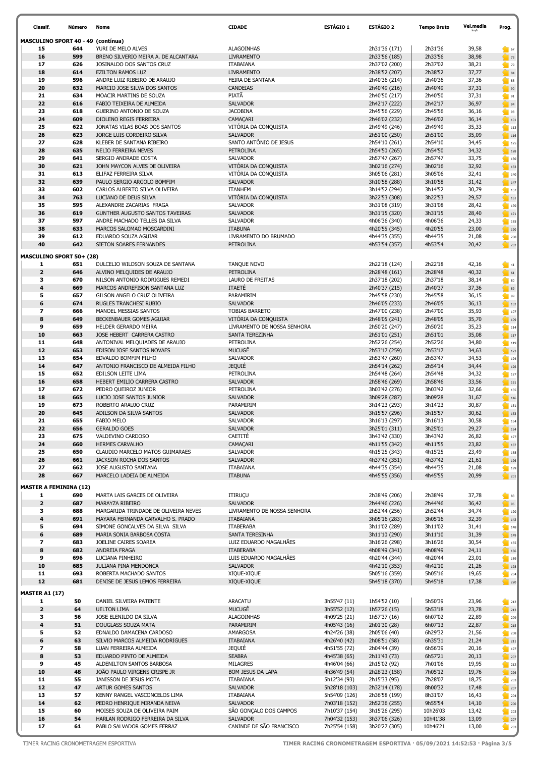| Classif. | Número | Nome | CIDADE | ESTÁGIO 1 | ESTÁGIO 2 | Tempo Bruto | Vel.media km/h | Prog. |
|---|---|---|---|---|---|---|---|---|
| **MASCULINO SPORT 40 - 49 (contínua)** | | | | | | | | |
| 15 | 644 | YURI DE MELO ALVES | ALAGOINHAS | | 2h31'36 (171) | 2h31'36 | 39,58 | 67 |
| 16 | 599 | BRENO SILVERIO MEIRA A. DE ALCANTARA | LIVRAMENTO | | 2h33'56 (185) | 2h33'56 | 38,98 | 73 |
| 17 | 626 | JOSINALDO DOS SANTOS CRUZ | ITABAIANA | | 2h37'02 (200) | 2h37'02 | 38,21 | 79 |
| 18 | 614 | EZILTON RAMOS LUZ | LIVRAMENTO | | 2h38'52 (207) | 2h38'52 | 37,77 | 84 |
| 19 | 596 | ANDRE LUIZ RIBEIRO DE ARAUJO | FEIRA DE SANTANA | | 2h40'36 (214) | 2h40'36 | 37,36 | 88 |
| 20 | 632 | MARCIO JOSE SILVA DOS SANTOS | CANDEIAS | | 2h40'49 (216) | 2h40'49 | 37,31 | 90 |
| 21 | 634 | MOACIR MARTINS DE SOUZA | PIATÃ | | 2h40'50 (217) | 2h40'50 | 37,31 | 91 |
| 22 | 616 | FABIO TEIXEIRA DE ALMEIDA | SALVADOR | | 2h42'17 (222) | 2h42'17 | 36,97 | 94 |
| 23 | 618 | GUERINO ANTONIO DE SOUZA | JACOBINA | | 2h45'56 (229) | 2h45'56 | 36,16 | 98 |
| 24 | 609 | DIOLENO REGIS FERREIRA | CAMAÇARI | | 2h46'02 (232) | 2h46'02 | 36,14 | 101 |
| 25 | 622 | JONATAS VILAS BOAS DOS SANTOS | VITÓRIA DA CONQUISTA | | 2h49'49 (246) | 2h49'49 | 35,33 | 113 |
| 26 | 623 | JORGE LUIS CORDEIRO SILVA | SALVADOR | | 2h51'00 (250) | 2h51'00 | 35,09 | 116 |
| 27 | 628 | KLEBER DE SANTANA RIBEIRO | SANTO ANTÔNIO DE JESUS | | 2h54'10 (261) | 2h54'10 | 34,45 | 125 |
| 28 | 635 | NELIO FERREIRA NEVES | PETROLINA | | 2h54'50 (265) | 2h54'50 | 34,32 | 128 |
| 29 | 641 | SERGIO ANDRADE COSTA | SALVADOR | | 2h57'47 (267) | 2h57'47 | 33,75 | 130 |
| 30 | 621 | JOHN MAYCON ALVES DE OLIVEIRA | VITÓRIA DA CONQUISTA | | 3h02'16 (274) | 3h02'16 | 32,92 | 133 |
| 31 | 613 | ELIFAZ FERREIRA SILVA | VITÓRIA DA CONQUISTA | | 3h05'06 (281) | 3h05'06 | 32,41 | 140 |
| 32 | 639 | PAULO SERGIO ARGOLO BOMFIM | SALVADOR | | 3h10'58 (288) | 3h10'58 | 31,42 | 147 |
| 33 | 602 | CARLOS ALBERTO SILVA OLIVEIRA | ITANHEM | | 3h14'52 (294) | 3h14'52 | 30,79 | 152 |
| 34 | 763 | LUCIANO DE DEUS SILVA | VITÓRIA DA CONQUISTA | | 3h22'53 (308) | 3h22'53 | 29,57 | 161 |
| 35 | 595 | ALEXANDRE ZACARIAS FRAGA | SALVADOR | | 3h31'08 (319) | 3h31'08 | 28,42 | 170 |
| 36 | 619 | GUNTHER AUGUSTO SANTOS TAVEIRAS | SALVADOR | | 3h31'15 (320) | 3h31'15 | 28,40 | 171 |
| 37 | 597 | ANDRE MACHADO TELLES DA SILVA | SALVADOR | | 4h06'36 (340) | 4h06'36 | 24,33 | 185 |
| 38 | 633 | MARCOS SALOMAO MOSCARDINI | ITABUNA | | 4h20'55 (345) | 4h20'55 | 23,00 | 190 |
| 39 | 612 | EDUARDO SOUZA AGUIAR | LIVRAMENTO DO BRUMADO | | 4h44'35 (355) | 4h44'35 | 21,08 | 200 |
| 40 | 642 | SIETON SOARES FERNANDES | PETROLINA | | 4h53'54 (357) | 4h53'54 | 20,42 | 202 |
| **MASCULINO SPORT 50+ (28)** | | | | | | | | |
| 1 | 651 | DULCELIO WILDSON SOUZA DE SANTANA | TANQUE NOVO | | 2h22'18 (124) | 2h22'18 | 42,16 | 41 |
| 2 | 646 | ALVINO MELQUIDES DE ARAUJO | PETROLINA | | 2h28'48 (161) | 2h28'48 | 40,32 | 61 |
| 3 | 670 | NILSON ANTONIO RODRIGUES REMEDI | LAURO DE FREITAS | | 2h37'18 (202) | 2h37'18 | 38,14 | 80 |
| 4 | 669 | MARCOS ANDREFISON SANTANA LUZ | ITAETÉ | | 2h40'37 (215) | 2h40'37 | 37,36 | 89 |
| 5 | 657 | GILSON ANGELO CRUZ OLIVEIRA | PARAMIRIM | | 2h45'58 (230) | 2h45'58 | 36,15 | 99 |
| 6 | 674 | RUGLES TRANCHESI RUBIO | SALVADOR | | 2h46'05 (233) | 2h46'05 | 36,13 | 102 |
| 7 | 666 | MANOEL MESSIAS SANTOS | TOBIAS BARRETO | | 2h47'00 (238) | 2h47'00 | 35,93 | 107 |
| 8 | 649 | BECKENBAUER GOMES AGUIAR | VITÓRIA DA CONQUISTA | | 2h48'05 (241) | 2h48'05 | 35,70 | 109 |
| 9 | 659 | HELDER GERARDO MEIRA | LIVRAMENTO DE NOSSA SENHORA | | 2h50'20 (247) | 2h50'20 | 35,23 | 114 |
| 10 | 663 | JOSE HEBERT CARRERA CASTRO | SANTA TEREZINHA | | 2h51'01 (251) | 2h51'01 | 35,08 | 117 |
| 11 | 648 | ANTONIVAL MELQUIADES DE ARAUJO | PETROLINA | | 2h52'26 (254) | 2h52'26 | 34,80 | 119 |
| 12 | 653 | EDISON JOSE SANTOS NOVAES | MUCUGÊ | | 2h53'17 (259) | 2h53'17 | 34,63 | 123 |
| 13 | 654 | EDVALDO BOMFIM FILHO | SALVADOR | | 2h53'47 (260) | 2h53'47 | 34,53 | 124 |
| 14 | 647 | ANTONIO FRANCISCO DE ALMEIDA FILHO | JEQUIÉ | | 2h54'14 (262) | 2h54'14 | 34,44 | 126 |
| 15 | 652 | EDILSON LEITE LIMA | PETROLINA | | 2h54'48 (264) | 2h54'48 | 34,32 | 127 |
| 16 | 658 | HEBERT EMILIO CARRERA CASTRO | SALVADOR | | 2h58'46 (269) | 2h58'46 | 33,56 | 131 |
| 17 | 672 | PEDRO QUEIROZ JUNIOR | PETROLINA | | 3h03'42 (276) | 3h03'42 | 32,66 | 135 |
| 18 | 665 | LUCIO JOSE SANTOS JUNIOR | SALVADOR | | 3h09'28 (287) | 3h09'28 | 31,67 | 146 |
| 19 | 673 | ROBERTO ARAUJO CRUZ | PARAMIRIM | | 3h14'23 (293) | 3h14'23 | 30,87 | 151 |
| 20 | 645 | ADILSON DA SILVA SANTOS | SALVADOR | | 3h15'57 (296) | 3h15'57 | 30,62 | 153 |
| 21 | 655 | FABIO MELO | SALVADOR | | 3h16'13 (297) | 3h16'13 | 30,58 | 154 |
| 22 | 656 | GERALDO GOES | SALVADOR | | 3h25'01 (311) | 3h25'01 | 29,27 | 164 |
| 23 | 675 | VALDEVINO CARDOSO | CAETITÉ | | 3h43'42 (330) | 3h43'42 | 26,82 | 177 |
| 24 | 660 | HERMES CARVALHO | CAMAÇARI | | 4h11'55 (342) | 4h11'55 | 23,82 | 187 |
| 25 | 650 | CLAUDIO MARCELO MATOS GUIMARAES | SALVADOR | | 4h15'25 (343) | 4h15'25 | 23,49 | 188 |
| 26 | 661 | JACKSON ROCHA DOS SANTOS | SALVADOR | | 4h37'42 (351) | 4h37'42 | 21,61 | 196 |
| 27 | 662 | JOSE AUGUSTO SANTANA | ITABAIANA | | 4h44'35 (354) | 4h44'35 | 21,08 | 199 |
| 28 | 667 | MARCELO LADEIA DE ALMEIDA | ITABUNA | | 4h45'55 (356) | 4h45'55 | 20,99 | 201 |
| **MASTER A FEMININA (12)** | | | | | | | | |
| 1 | 690 | MARTA LAIS GARCES DE OLIVEIRA | ITIRUÇU | | 2h38'49 (206) | 2h38'49 | 37,78 | 83 |
| 2 | 687 | MARAYZA RIBEIRO | SALVADOR | | 2h44'46 (226) | 2h44'46 | 36,42 | 96 |
| 3 | 688 | MARGARIDA TRINDADE DE OLIVEIRA NEVES | LIVRAMENTO DE NOSSA SENHORA | | 2h52'44 (256) | 2h52'44 | 34,74 | 120 |
| 4 | 691 | MAYARA FERNANDA CARVALHO S. PRADO | ITABAIANA | | 3h05'16 (283) | 3h05'16 | 32,39 | 142 |
| 5 | 694 | SIMONE GONCALVES DA SILVA SILVA | ITABERABA | | 3h11'02 (289) | 3h11'02 | 31,41 | 148 |
| 6 | 689 | MARIA SONIA BARBOSA COSTA | SANTA TERESINHA | | 3h11'10 (290) | 3h11'10 | 31,39 | 149 |
| 7 | 683 | JOELINE CAIRES SOAREA | LUIZ EDUARDO MAGALHÃES | | 3h16'26 (298) | 3h16'26 | 30,54 | 155 |
| 8 | 682 | ANDREIA FRAGA | ITABERABA | | 4h08'49 (341) | 4h08'49 | 24,11 | 186 |
| 9 | 696 | LUCIANA PINHEIRO | LUIS EDUARDO MAGALHÃES | | 4h20'44 (344) | 4h20'44 | 23,01 | 189 |
| 10 | 685 | JULIANA PINA MENDONCA | SALVADOR | | 4h42'10 (353) | 4h42'10 | 21,26 | 198 |
| 11 | 693 | ROBERTA MACHADO SANTOS | XIQUE-XIQUE | | 5h05'16 (359) | 5h05'16 | 19,65 | 204 |
| 12 | 681 | DENISE DE JESUS LEMOS FERREIRA | XIQUE-XIQUE | | 5h45'18 (370) | 5h45'18 | 17,38 | 220 |
| **MASTER A1 (17)** | | | | | | | | |
| 1 | 50 | DANIEL SILVEIRA PATENTE | ARACATU | 3h55'47 (11) | 1h54'52 (10) | 5h50'39 | 23,96 | 212 |
| 2 | 64 | UELTON LIMA | MUCUGÊ | 3h55'52 (12) | 1h57'26 (15) | 5h53'18 | 23,78 | 213 |
| 3 | 56 | JOSE ELENILDO DA SILVA | ALAGOINHAS | 4h09'25 (21) | 1h57'37 (16) | 6h07'02 | 22,89 | 209 |
| 4 | 51 | DOUGLASS SOUZA MATA | PARAMIRIM | 4h05'43 (16) | 2h01'30 (28) | 6h07'13 | 22,87 | 215 |
| 5 | 52 | EDNALDO DAMACENA CARDOSO | AMARGOSA | 4h24'26 (38) | 2h05'06 (40) | 6h29'32 | 21,56 | 208 |
| 6 | 63 | SILVIO MARCOS ALMEIDA RODRIGUES | ITABAIANA | 4h26'40 (42) | 2h08'51 (58) | 6h35'31 | 21,24 | 211 |
| 7 | 58 | LUAN FERREIRA ALMEIDA | JEQUIÉ | 4h51'55 (72) | 2h04'44 (39) | 6h56'39 | 20,16 | 197 |
| 8 | 53 | EDUARDO PINTO DE ALMEIDA | SEABRA | 4h45'38 (65) | 2h11'43 (73) | 6h57'21 | 20,13 | 207 |
| 9 | 45 | ALDENILTON SANTOS BARBOSA | MILAGRES | 4h46'04 (66) | 2h15'02 (92) | 7h01'06 | 19,95 | 212 |
| 10 | 48 | JOÃO PAULO VIRGENS CRISPE JR | BOM JESUS DA LAPA | 4h36'49 (54) | 2h28'23 (158) | 7h05'12 | 19,76 | 226 |
| 11 | 55 | JANISSON DE JESUS MOTA | ITABAIANA | 5h12'34 (93) | 2h15'33 (95) | 7h28'07 | 18,75 | 203 |
| 12 | 47 | ARTUR GOMES SANTOS | SALVADOR | 5h28'18 (103) | 2h32'14 (178) | 8h00'32 | 17,48 | 207 |
| 13 | 57 | KENNY RANGEL VASCONCELOS LIMA | ITABAIANA | 5h54'09 (126) | 2h36'58 (199) | 8h31'07 | 16,43 | 204 |
| 14 | 62 | PEDRO HENRIQUE MIRANDA NEIVA | SALVADOR | 7h03'18 (152) | 2h52'36 (255) | 9h55'54 | 14,10 | 200 |
| 15 | 60 | MOISES SOUZA DE OLIVEIRA PAIM | SÃO GONÇALO DOS CAMPOS | 7h10'37 (154) | 3h15'26 (295) | 10h26'03 | 13,42 | 203 |
| 16 | 54 | HARLAN RODRIGO FERREIRA DA SILVA | SALVADOR | 7h04'32 (153) | 3h37'06 (326) | 10h41'38 | 13,09 | 207 |
| 17 | 61 | PABLO SALVADOR GOMES FERRAZ | CANINDE DE SÃO FRANCISCO | 7h25'54 (158) | 3h20'27 (305) | 10h46'21 | 13,00 | 203 |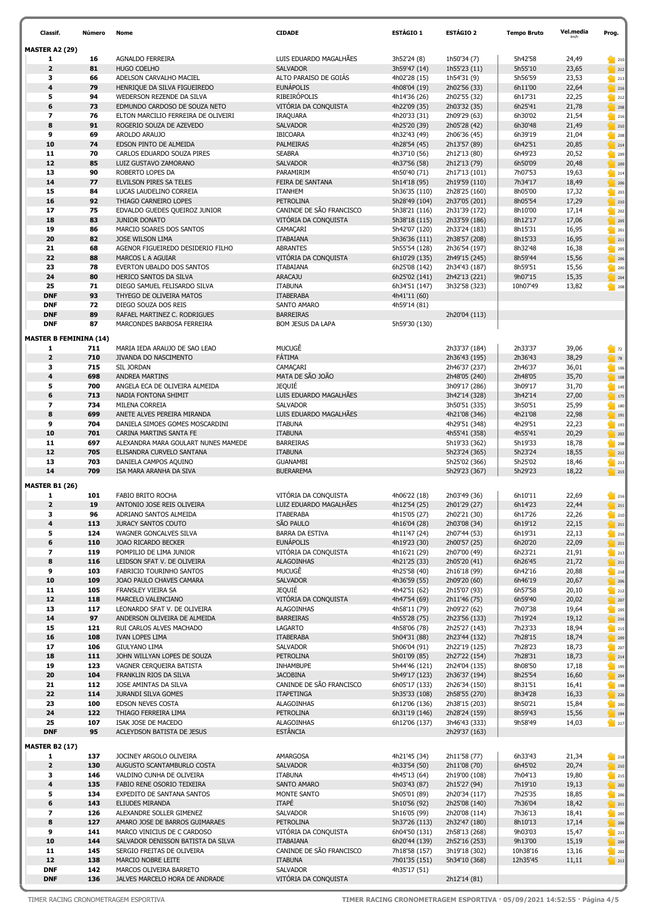| Classif. | Número | Nome | CIDADE | ESTÁGIO 1 | ESTÁGIO 2 | Tempo Bruto | Vel.media km/h | Prog. |
|---|---|---|---|---|---|---|---|---|
| **MASTER A2 (29)** | | | | | | | | |
| 1 | 16 | AGNALDO FERREIRA | LUIS EDUARDO MAGALHÃES | 3h52'24 (8) | 1h50'34 (7) | 5h42'58 | 24,49 | 210 |
| 2 | 81 | HUGO COELHO | SALVADOR | 3h59'47 (14) | 1h55'23 (11) | 5h55'10 | 23,65 | 212 |
| 3 | 66 | ADELSON CARVALHO MACIEL | ALTO PARAISO DE GOIÁS | 4h02'28 (15) | 1h54'31 (9) | 5h56'59 | 23,53 | 213 |
| 4 | 79 | HENRIQUE DA SILVA FIGUEIREDO | EUNÁPOLIS | 4h08'04 (19) | 2h02'56 (33) | 6h11'00 | 22,64 | 216 |
| 5 | 94 | WEDERSON REZENDE DA SILVA | RIBEIRÓPOLIS | 4h14'36 (26) | 2h02'55 (32) | 6h17'31 | 22,25 | 212 |
| 6 | 73 | EDMUNDO CARDOSO DE SOUZA NETO | VITÓRIA DA CONQUISTA | 4h22'09 (35) | 2h03'32 (35) | 6h25'41 | 21,78 | 208 |
| 7 | 76 | ELTON MARCILIO FERREIRA DE OLIVEIRI | IRAQUARA | 4h20'33 (31) | 2h09'29 (63) | 6h30'02 | 21,54 | 216 |
| 8 | 91 | ROGERIO SOUZA DE AZEVEDO | SALVADOR | 4h25'20 (39) | 2h05'28 (42) | 6h30'48 | 21,49 | 210 |
| 9 | 69 | AROLDO ARAUJO | IBICOARA | 4h32'43 (49) | 2h06'36 (45) | 6h39'19 | 21,04 | 208 |
| 10 | 74 | EDSON PINTO DE ALMEIDA | PALMEIRAS | 4h28'54 (45) | 2h13'57 (89) | 6h42'51 | 20,85 | 214 |
| 11 | 70 | CARLOS EDUARDO SOUZA PIRES | SEABRA | 4h37'10 (56) | 2h12'13 (80) | 6h49'23 | 20,52 | 209 |
| 12 | 85 | LUIZ GUSTAVO ZAMORANO | SALVADOR | 4h37'56 (58) | 2h12'13 (79) | 6h50'09 | 20,48 | 209 |
| 13 | 90 | ROBERTO LOPES DA | PARAMIRIM | 4h50'40 (71) | 2h17'13 (101) | 7h07'53 | 19,63 | 214 |
| 14 | 77 | ELVILSON PIRES SA TELES | FEIRA DE SANTANA | 5h14'18 (95) | 2h19'59 (110) | 7h34'17 | 18,49 | 206 |
| 15 | 84 | LUCAS LAUDELINO CORREIA | ITANHEM | 5h36'35 (110) | 2h28'25 (160) | 8h05'00 | 17,32 | 203 |
| 16 | 92 | THIAGO CARNEIRO LOPES | PETROLINA | 5h28'49 (104) | 2h37'05 (201) | 8h05'54 | 17,29 | 210 |
| 17 | 75 | EDVALDO GUEDES QUEIROZ JUNIOR | CANINDE DE SÃO FRANCISCO | 5h38'21 (116) | 2h31'39 (172) | 8h10'00 | 17,14 | 202 |
| 18 | 83 | JUNIOR DONATO | VITÓRIA DA CONQUISTA | 5h38'18 (115) | 2h33'59 (186) | 8h12'17 | 17,06 | 205 |
| 19 | 86 | MARCIO SOARES DOS SANTOS | CAMAÇARI | 5h42'07 (120) | 2h33'24 (183) | 8h15'31 | 16,95 | 201 |
| 20 | 82 | JOSE WILSON LIMA | ITABAIANA | 5h36'36 (111) | 2h38'57 (208) | 8h15'33 | 16,95 | 211 |
| 21 | 68 | AGENOR FIGUEIREDO DESIDERIO FILHO | ABRANTES | 5h55'54 (128) | 2h36'54 (197) | 8h32'48 | 16,38 | 205 |
| 22 | 88 | MARCOS L A AGUIAR | VITÓRIA DA CONQUISTA | 6h10'29 (135) | 2h49'15 (245) | 8h59'44 | 15,56 | 206 |
| 23 | 78 | EVERTON UBALDO DOS SANTOS | ITABAIANA | 6h25'08 (142) | 2h34'43 (187) | 8h59'51 | 15,56 | 200 |
| 24 | 80 | HERICO SANTOS DA SILVA | ARACAJU | 6h25'02 (141) | 2h42'13 (221) | 9h07'15 | 15,35 | 204 |
| 25 | 71 | DIEGO SAMUEL FELISARDO SILVA | ITABUNA | 6h34'51 (147) | 3h32'58 (323) | 10h07'49 | 13,82 | 208 |
| DNF | 93 | THYEGO DE OLIVEIRA MATOS | ITABERABA | 4h41'11 (60) | | | | |
| DNF | 72 | DIEGO SOUZA DOS REIS | SANTO AMARO | 4h59'14 (81) | | | | |
| DNF | 89 | RAFAEL MARTINEZ C. RODRIGUES | BARREIRAS | | 2h20'04 (113) | | | |
| DNF | 87 | MARCONDES BARBOSA FERREIRA | BOM JESUS DA LAPA | 5h59'30 (130) | | | | |
| **MASTER B FEMININA (14)** | | | | | | | | |
| 1 | 711 | MARIA IEDA ARAUJO DE SAO LEAO | MUCUGÊ | | 2h33'37 (184) | 2h33'37 | 39,06 | 72 |
| 2 | 710 | JIVANDA DO NASCIMENTO | FÁTIMA | | 2h36'43 (195) | 2h36'43 | 38,29 | 78 |
| 3 | 715 | SIL JORDAN | CAMAÇARI | | 2h46'37 (237) | 2h46'37 | 36,01 | 106 |
| 4 | 698 | ANDREA MARTINS | MATA DE SÃO JOÃO | | 2h48'05 (240) | 2h48'05 | 35,70 | 108 |
| 5 | 700 | ANGELA ECA DE OLIVEIRA ALMEIDA | JEQUIÉ | | 3h09'17 (286) | 3h09'17 | 31,70 | 145 |
| 6 | 713 | NADIA FONTONA SHIMIT | LUIS EDUARDO MAGALHÃES | | 3h42'14 (328) | 3h42'14 | 27,00 | 175 |
| 7 | 734 | MILENA CORREIA | SALVADOR | | 3h50'51 (335) | 3h50'51 | 25,99 | 180 |
| 8 | 699 | ANETE ALVES PEREIRA MIRANDA | LUIS EDUARDO MAGALHÃES | | 4h21'08 (346) | 4h21'08 | 22,98 | 191 |
| 9 | 704 | DANIELA SIMOES GOMES MOSCARDINI | ITABUNA | | 4h29'51 (348) | 4h29'51 | 22,23 | 193 |
| 10 | 701 | CARINA MARTINS SANTA FE | ITABUNA | | 4h55'41 (358) | 4h55'41 | 20,29 | 203 |
| 11 | 697 | ALEXANDRA MARA GOULART NUNES MAMEDE | BARREIRAS | | 5h19'33 (362) | 5h19'33 | 18,78 | 208 |
| 12 | 705 | ELISANDRA CURVELO SANTANA | ITABUNA | | 5h23'24 (365) | 5h23'24 | 18,55 | 212 |
| 13 | 703 | DANIELA CAMPOS AQUINO | GUANAMBI | | 5h25'02 (366) | 5h25'02 | 18,46 | 213 |
| 14 | 709 | ISA MARA ARANHA DA SIVA | BUERAREMA | | 5h29'23 (367) | 5h29'23 | 18,22 | 215 |
| **MASTER B1 (26)** | | | | | | | | |
| 1 | 101 | FABIO BRITO ROCHA | VITÓRIA DA CONQUISTA | 4h06'22 (18) | 2h03'49 (36) | 6h10'11 | 22,69 | 216 |
| 2 | 19 | ANTONIO JOSE REIS OLIVEIRA | LUIZ EDUARDO MAGALHÃES | 4h12'54 (25) | 2h01'29 (27) | 6h14'23 | 22,44 | 211 |
| 3 | 96 | ADRIANO SANTOS ALMEIDA | ITABERABA | 4h15'05 (27) | 2h02'21 (30) | 6h17'26 | 22,26 | 210 |
| 4 | 113 | JURACY SANTOS COUTO | SÃO PAULO | 4h16'04 (28) | 2h03'08 (34) | 6h19'12 | 22,15 | 211 |
| 5 | 124 | WAGNER GONCALVES SILVA | BARRA DA ESTIVA | 4h11'47 (24) | 2h07'44 (53) | 6h19'31 | 22,13 | 216 |
| 6 | 110 | JOAO RICARDO BECKER | EUNÁPOLIS | 4h19'23 (30) | 2h00'57 (25) | 6h20'20 | 22,09 | 211 |
| 7 | 119 | POMPILIO DE LIMA JUNIOR | VITÓRIA DA CONQUISTA | 4h16'21 (29) | 2h07'00 (49) | 6h23'21 | 21,91 | 213 |
| 8 | 116 | LEIDSON SFAT V. DE OLIVEIRA | ALAGOINHAS | 4h21'25 (33) | 2h05'20 (41) | 6h26'45 | 21,72 | 211 |
| 9 | 103 | FABRICIO TOURINHO SANTOS | MUCUGÊ | 4h25'58 (40) | 2h16'18 (99) | 6h42'16 | 20,88 | 218 |
| 10 | 109 | JOAO PAULO CHAVES CAMARA | SALVADOR | 4h36'59 (55) | 2h09'20 (60) | 6h46'19 | 20,67 | 206 |
| 11 | 105 | FRANSLEY VIEIRA SA | JEQUIÉ | 4h42'51 (62) | 2h15'07 (93) | 6h57'58 | 20,10 | 212 |
| 12 | 118 | MARCELO VALENCIANO | VITÓRIA DA CONQUISTA | 4h47'54 (69) | 2h11'46 (75) | 6h59'40 | 20,02 | 207 |
| 13 | 117 | LEONARDO SFAT V. DE OLIVEIRA | ALAGOINHAS | 4h58'11 (79) | 2h09'27 (62) | 7h07'38 | 19,64 | 205 |
| 14 | 97 | ANDERSON OLIVEIRA DE ALMEIDA | BARREIRAS | 4h55'28 (75) | 2h23'56 (133) | 7h19'24 | 19,12 | 216 |
| 15 | 121 | RUI CARLOS ALVES MACHADO | LAGARTO | 4h58'06 (78) | 2h25'27 (143) | 7h23'33 | 18,94 | 215 |
| 16 | 108 | IVAN LOPES LIMA | ITABERABA | 5h04'31 (88) | 2h23'44 (132) | 7h28'15 | 18,74 | 209 |
| 17 | 106 | GIULYANO LIMA | SALVADOR | 5h06'04 (91) | 2h22'19 (125) | 7h28'23 | 18,73 | 207 |
| 18 | 111 | JOHN WILLYAN LOPES DE SOUZA | PETROLINA | 5h01'09 (85) | 2h27'22 (154) | 7h28'31 | 18,73 | 214 |
| 19 | 123 | VAGNER CERQUEIRA BATISTA | INHAMBUPE | 5h44'46 (121) | 2h24'04 (135) | 8h08'50 | 17,18 | 195 |
| 20 | 104 | FRANKLIN RIOS DA SILVA | JACOBINA | 5h49'17 (123) | 2h36'37 (194) | 8h25'54 | 16,60 | 204 |
| 21 | 112 | JOSE AMINTAS DA SILVA | CANINDE DE SÃO FRANCISCO | 6h05'17 (133) | 2h26'34 (150) | 8h31'51 | 16,41 | 198 |
| 22 | 114 | JURANDI SILVA GOMES | ITAPETINGA | 5h35'33 (108) | 2h58'55 (270) | 8h34'28 | 16,33 | 226 |
| 23 | 100 | EDSON NEVES COSTA | ALAGOINHAS | 6h12'06 (136) | 2h38'15 (203) | 8h50'21 | 15,84 | 200 |
| 24 | 122 | THIAGO FERREIRA LIMA | PETROLINA | 6h31'19 (146) | 2h28'24 (159) | 8h59'43 | 15,56 | 194 |
| 25 | 107 | ISAK JOSE DE MACEDO | ALAGOINHAS | 6h12'06 (137) | 3h46'43 (333) | 9h58'49 | 14,03 | 217 |
| DNF | 95 | ACLEYDSON BATISTA DE JESUS | ESTÂNCIA | | 2h29'37 (163) | | | |
| **MASTER B2 (17)** | | | | | | | | |
| 1 | 137 | JOCINEY ARGOLO OLIVEIRA | AMARGOSA | 4h21'45 (34) | 2h11'58 (77) | 6h33'43 | 21,34 | 218 |
| 2 | 130 | AUGUSTO SCANTAMBURLO COSTA | SALVADOR | 4h33'54 (50) | 2h11'08 (70) | 6h45'02 | 20,74 | 210 |
| 3 | 146 | VALDINO CUNHA DE OLIVEIRA | ITABUNA | 4h45'13 (64) | 2h19'00 (108) | 7h04'13 | 19,80 | 215 |
| 4 | 135 | FABIO RENE OSORIO TEIXEIRA | SANTO AMARO | 5h03'43 (87) | 2h15'27 (94) | 7h19'10 | 19,13 | 202 |
| 5 | 134 | EXPEDITO DE SANTANA SANTOS | MONTE SANTO | 5h05'01 (89) | 2h20'34 (117) | 7h25'35 | 18,85 | 206 |
| 6 | 143 | ELIUDES MIRANDA | ITAPÉ | 5h10'56 (92) | 2h25'08 (140) | 7h36'04 | 18,42 | 211 |
| 7 | 126 | ALEXANDRE SOLLER GIMENEZ | SALVADOR | 5h16'05 (99) | 2h20'08 (114) | 7h36'13 | 18,41 | 205 |
| 8 | 127 | AMARO JOSE DE BARROS GUIMARAES | PETROLINA | 5h37'26 (113) | 2h32'47 (180) | 8h10'13 | 17,14 | 206 |
| 9 | 141 | MARCO VINICIUS DE C CARDOSO | VITÓRIA DA CONQUISTA | 6h04'50 (131) | 2h58'13 (268) | 9h03'03 | 15,47 | 213 |
| 10 | 144 | SALVADOR DENISSON BATISTA DA SILVA | ITABAIANA | 6h20'44 (139) | 2h52'16 (253) | 9h13'00 | 15,19 | 209 |
| 11 | 145 | SERGIO FREITAS DE OLIVEIRA | CANINDE DE SÃO FRANCISCO | 7h18'58 (157) | 3h19'18 (302) | 10h38'16 | 13,16 | 202 |
| 12 | 138 | MARCIO NOBRE LEITE | ITABUNA | 7h01'35 (151) | 5h34'10 (368) | 12h35'45 | 11,11 | 213 |
| DNF | 142 | MARCOS OLIVEIRA BARRETO | SALVADOR | 4h35'17 (51) | | | | |
| DNF | 136 | JALVES MARCELO HORA DE ANDRADE | VITÓRIA DA CONQUISTA | | 2h12'14 (81) | | | |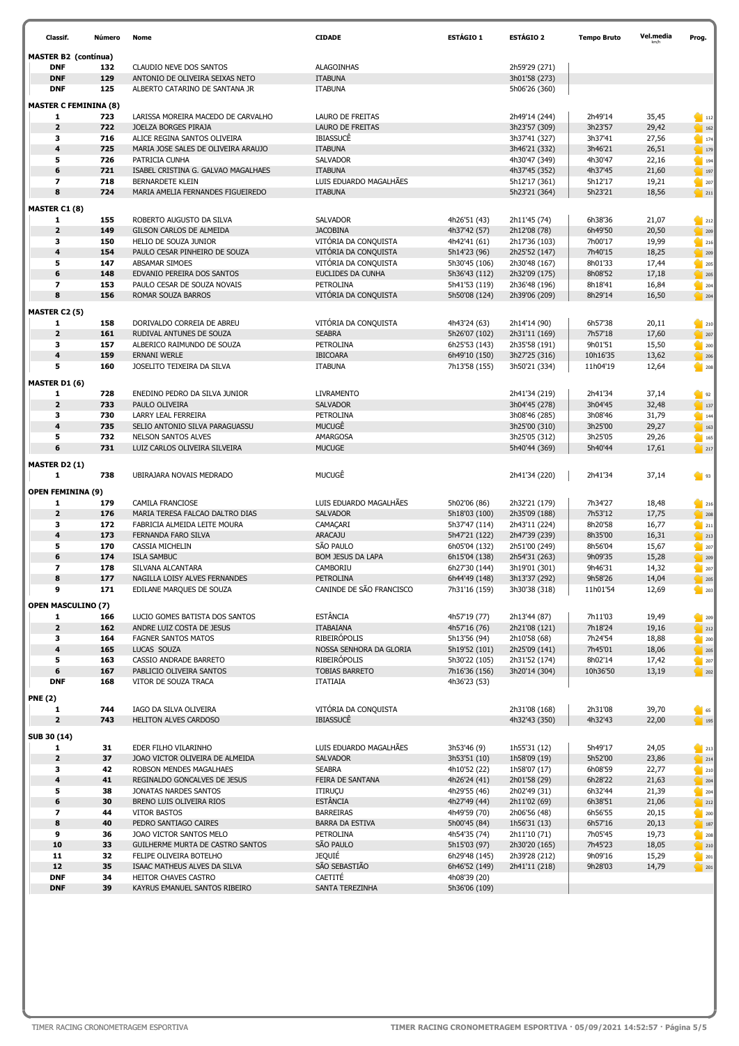| Classif. | Número | Nome | CIDADE | ESTÁGIO 1 | ESTÁGIO 2 | Tempo Bruto | Vel.media km/h | Prog. |
|---|---|---|---|---|---|---|---|---|
| **MASTER B2 (contínua)** | | | | | | | | |
| DNF | 132 | CLAUDIO NEVE DOS SANTOS | ALAGOINHAS | | 2h59'29 (271) | | | |
| DNF | 129 | ANTONIO DE OLIVEIRA SEIXAS NETO | ITABUNA | | 3h01'58 (273) | | | |
| DNF | 125 | ALBERTO CATARINO DE SANTANA JR | ITABUNA | | 5h06'26 (360) | | | |
| **MASTER C FEMININA (8)** | | | | | | | | |
| 1 | 723 | LARISSA MOREIRA MACEDO DE CARVALHO | LAURO DE FREITAS | | 2h49'14 (244) | 2h49'14 | 35,45 | 112 |
| 2 | 722 | JOELZA BORGES PIRAJA | LAURO DE FREITAS | | 3h23'57 (309) | 3h23'57 | 29,42 | 162 |
| 3 | 716 | ALICE REGINA SANTOS OLIVEIRA | IBIASSUCÊ | | 3h37'41 (327) | 3h37'41 | 27,56 | 174 |
| 4 | 725 | MARIA JOSE SALES DE OLIVEIRA ARAUJO | ITABUNA | | 3h46'21 (332) | 3h46'21 | 26,51 | 179 |
| 5 | 726 | PATRICIA CUNHA | SALVADOR | | 4h30'47 (349) | 4h30'47 | 22,16 | 194 |
| 6 | 721 | ISABEL CRISTINA G. GALVAO MAGALHAES | ITABUNA | | 4h37'45 (352) | 4h37'45 | 21,60 | 197 |
| 7 | 718 | BERNARDETE KLEIN | LUIS EDUARDO MAGALHÃES | | 5h12'17 (361) | 5h12'17 | 19,21 | 207 |
| 8 | 724 | MARIA AMELIA FERNANDES FIGUEIREDO | ITABUNA | | 5h23'21 (364) | 5h23'21 | 18,56 | 211 |
| **MASTER C1 (8)** | | | | | | | | |
| 1 | 155 | ROBERTO AUGUSTO DA SILVA | SALVADOR | 4h26'51 (43) | 2h11'45 (74) | 6h38'36 | 21,07 | 212 |
| 2 | 149 | GILSON CARLOS DE ALMEIDA | JACOBINA | 4h37'42 (57) | 2h12'08 (78) | 6h49'50 | 20,50 | 209 |
| 3 | 150 | HELIO DE SOUZA JUNIOR | VITÓRIA DA CONQUISTA | 4h42'41 (61) | 2h17'36 (103) | 7h00'17 | 19,99 | 216 |
| 4 | 154 | PAULO CESAR PINHEIRO DE SOUZA | VITÓRIA DA CONQUISTA | 5h14'23 (96) | 2h25'52 (147) | 7h40'15 | 18,25 | 209 |
| 5 | 147 | ABSAMAR SIMOES | VITÓRIA DA CONQUISTA | 5h30'45 (106) | 2h30'48 (167) | 8h01'33 | 17,44 | 205 |
| 6 | 148 | EDVANIO PEREIRA DOS SANTOS | EUCLIDES DA CUNHA | 5h36'43 (112) | 2h32'09 (175) | 8h08'52 | 17,18 | 205 |
| 7 | 153 | PAULO CESAR DE SOUZA NOVAIS | PETROLINA | 5h41'53 (119) | 2h36'48 (196) | 8h18'41 | 16,84 | 204 |
| 8 | 156 | ROMAR SOUZA BARROS | VITÓRIA DA CONQUISTA | 5h50'08 (124) | 2h39'06 (209) | 8h29'14 | 16,50 | 204 |
| **MASTER C2 (5)** | | | | | | | | |
| 1 | 158 | DORIVALDO CORREIA DE ABREU | VITÓRIA DA CONQUISTA | 4h43'24 (63) | 2h14'14 (90) | 6h57'38 | 20,11 | 210 |
| 2 | 161 | RUDIVAL ANTUNES DE SOUZA | SEABRA | 5h26'07 (102) | 2h31'11 (169) | 7h57'18 | 17,60 | 207 |
| 3 | 157 | ALBERICO RAIMUNDO DE SOUZA | PETROLINA | 6h25'53 (143) | 2h35'58 (191) | 9h01'51 | 15,50 | 200 |
| 4 | 159 | ERNANI WERLE | IBICOARA | 6h49'10 (150) | 3h27'25 (316) | 10h16'35 | 13,62 | 206 |
| 5 | 160 | JOSELITO TEIXEIRA DA SILVA | ITABUNA | 7h13'58 (155) | 3h50'21 (334) | 11h04'19 | 12,64 | 208 |
| **MASTER D1 (6)** | | | | | | | | |
| 1 | 728 | ENEDINO PEDRO DA SILVA JUNIOR | LIVRAMENTO | | 2h41'34 (219) | 2h41'34 | 37,14 | 92 |
| 2 | 733 | PAULO OLIVEIRA | SALVADOR | | 3h04'45 (278) | 3h04'45 | 32,48 | 137 |
| 3 | 730 | LARRY LEAL FERREIRA | PETROLINA | | 3h08'46 (285) | 3h08'46 | 31,79 | 144 |
| 4 | 735 | SELIO ANTONIO SILVA PARAGUASSU | MUCUGÊ | | 3h25'00 (310) | 3h25'00 | 29,27 | 163 |
| 5 | 732 | NELSON SANTOS ALVES | AMARGOSA | | 3h25'05 (312) | 3h25'05 | 29,26 | 165 |
| 6 | 731 | LUIZ CARLOS OLIVEIRA SILVEIRA | MUCUGE | | 5h40'44 (369) | 5h40'44 | 17,61 | 217 |
| **MASTER D2 (1)** | | | | | | | | |
| 1 | 738 | UBIRAJARA NOVAIS MEDRADO | MUCUGÊ | | 2h41'34 (220) | 2h41'34 | 37,14 | 93 |
| **OPEN FEMININA (9)** | | | | | | | | |
| 1 | 179 | CAMILA FRANCIOSE | LUIS EDUARDO MAGALHÃES | 5h02'06 (86) | 2h32'21 (179) | 7h34'27 | 18,48 | 216 |
| 2 | 176 | MARIA TERESA FALCAO DALTRO DIAS | SALVADOR | 5h18'03 (100) | 2h35'09 (188) | 7h53'12 | 17,75 | 208 |
| 3 | 172 | FABRICIA ALMEIDA LEITE MOURA | CAMAÇARI | 5h37'47 (114) | 2h43'11 (224) | 8h20'58 | 16,77 | 211 |
| 4 | 173 | FERNANDA FARO SILVA | ARACAJU | 5h47'21 (122) | 2h47'39 (239) | 8h35'00 | 16,31 | 213 |
| 5 | 170 | CASSIA MICHELIN | SÃO PAULO | 6h05'04 (132) | 2h51'00 (249) | 8h56'04 | 15,67 | 207 |
| 6 | 174 | ISLA SAMBUC | BOM JESUS DA LAPA | 6h15'04 (138) | 2h54'31 (263) | 9h09'35 | 15,28 | 209 |
| 7 | 178 | SILVANA ALCANTARA | CAMBORIU | 6h27'30 (144) | 3h19'01 (301) | 9h46'31 | 14,32 | 207 |
| 8 | 177 | NAGILLA LOISY ALVES FERNANDES | PETROLINA | 6h44'49 (148) | 3h13'37 (292) | 9h58'26 | 14,04 | 205 |
| 9 | 171 | EDILANE MARQUES DE SOUZA | CANINDE DE SÃO FRANCISCO | 7h31'16 (159) | 3h30'38 (318) | 11h01'54 | 12,69 | 203 |
| **OPEN MASCULINO (7)** | | | | | | | | |
| 1 | 166 | LUCIO GOMES BATISTA DOS SANTOS | ESTÂNCIA | 4h57'19 (77) | 2h13'44 (87) | 7h11'03 | 19,49 | 209 |
| 2 | 162 | ANDRE LUIZ COSTA DE JESUS | ITABAIANA | 4h57'16 (76) | 2h21'08 (121) | 7h18'24 | 19,16 | 212 |
| 3 | 164 | FAGNER SANTOS MATOS | RIBEIRÓPOLIS | 5h13'56 (94) | 2h10'58 (68) | 7h24'54 | 18,88 | 200 |
| 4 | 165 | LUCAS SOUZA | NOSSA SENHORA DA GLORIA | 5h19'52 (101) | 2h25'09 (141) | 7h45'01 | 18,06 | 205 |
| 5 | 163 | CASSIO ANDRADE BARRETO | RIBEIRÓPOLIS | 5h30'22 (105) | 2h31'52 (174) | 8h02'14 | 17,42 | 207 |
| 6 | 167 | PABLICIO OLIVEIRA SANTOS | TOBIAS BARRETO | 7h16'36 (156) | 3h20'14 (304) | 10h36'50 | 13,19 | 202 |
| DNF | 168 | VITOR DE SOUZA TRACA | ITATIAIA | 4h36'23 (53) | | | | |
| **PNE (2)** | | | | | | | | |
| 1 | 744 | IAGO DA SILVA OLIVEIRA | VITÓRIA DA CONQUISTA | | 2h31'08 (168) | 2h31'08 | 39,70 | 65 |
| 2 | 743 | HELITON ALVES CARDOSO | IBIASSUCÊ | | 4h32'43 (350) | 4h32'43 | 22,00 | 195 |
| **SUB 30 (14)** | | | | | | | | |
| 1 | 31 | EDER FILHO VILARINHO | LUIS EDUARDO MAGALHÃES | 3h53'46 (9) | 1h55'31 (12) | 5h49'17 | 24,05 | 213 |
| 2 | 37 | JOAO VICTOR OLIVEIRA DE ALMEIDA | SALVADOR | 3h53'51 (10) | 1h58'09 (19) | 5h52'00 | 23,86 | 214 |
| 3 | 42 | ROBSON MENDES MAGALHAES | SEABRA | 4h10'52 (22) | 1h58'07 (17) | 6h08'59 | 22,77 | 210 |
| 4 | 41 | REGINALDO GONCALVES DE JESUS | FEIRA DE SANTANA | 4h26'24 (41) | 2h01'58 (29) | 6h28'22 | 21,63 | 204 |
| 5 | 38 | JONATAS NARDES SANTOS | ITIRUÇU | 4h29'55 (46) | 2h02'49 (31) | 6h32'44 | 21,39 | 204 |
| 6 | 30 | BRENO LUIS OLIVEIRA RIOS | ESTÂNCIA | 4h27'49 (44) | 2h11'02 (69) | 6h38'51 | 21,06 | 212 |
| 7 | 44 | VITOR BASTOS | BARREIRAS | 4h49'59 (70) | 2h06'56 (48) | 6h56'55 | 20,15 | 200 |
| 8 | 40 | PEDRO SANTIAGO CAIRES | BARRA DA ESTIVA | 5h00'45 (84) | 1h56'31 (13) | 6h57'16 | 20,13 | 187 |
| 9 | 36 | JOAO VICTOR SANTOS MELO | PETROLINA | 4h54'35 (74) | 2h11'10 (71) | 7h05'45 | 19,73 | 208 |
| 10 | 33 | GUILHERME MURTA DE CASTRO SANTOS | SÃO PAULO | 5h15'03 (97) | 2h30'20 (165) | 7h45'23 | 18,05 | 210 |
| 11 | 32 | FELIPE OLIVEIRA BOTELHO | JEQUIÉ | 6h29'48 (145) | 2h39'28 (212) | 9h09'16 | 15,29 | 201 |
| 12 | 35 | ISAAC MATHEUS ALVES DA SILVA | SÃO SEBASTIÃO | 6h46'52 (149) | 2h41'11 (218) | 9h28'03 | 14,79 | 201 |
| DNF | 34 | HEITOR CHAVES CASTRO | CAETITÉ | 4h08'39 (20) | | | | |
| DNF | 39 | KAYRUS EMANUEL SANTOS RIBEIRO | SANTA TEREZINHA | 5h36'06 (109) | | | | |